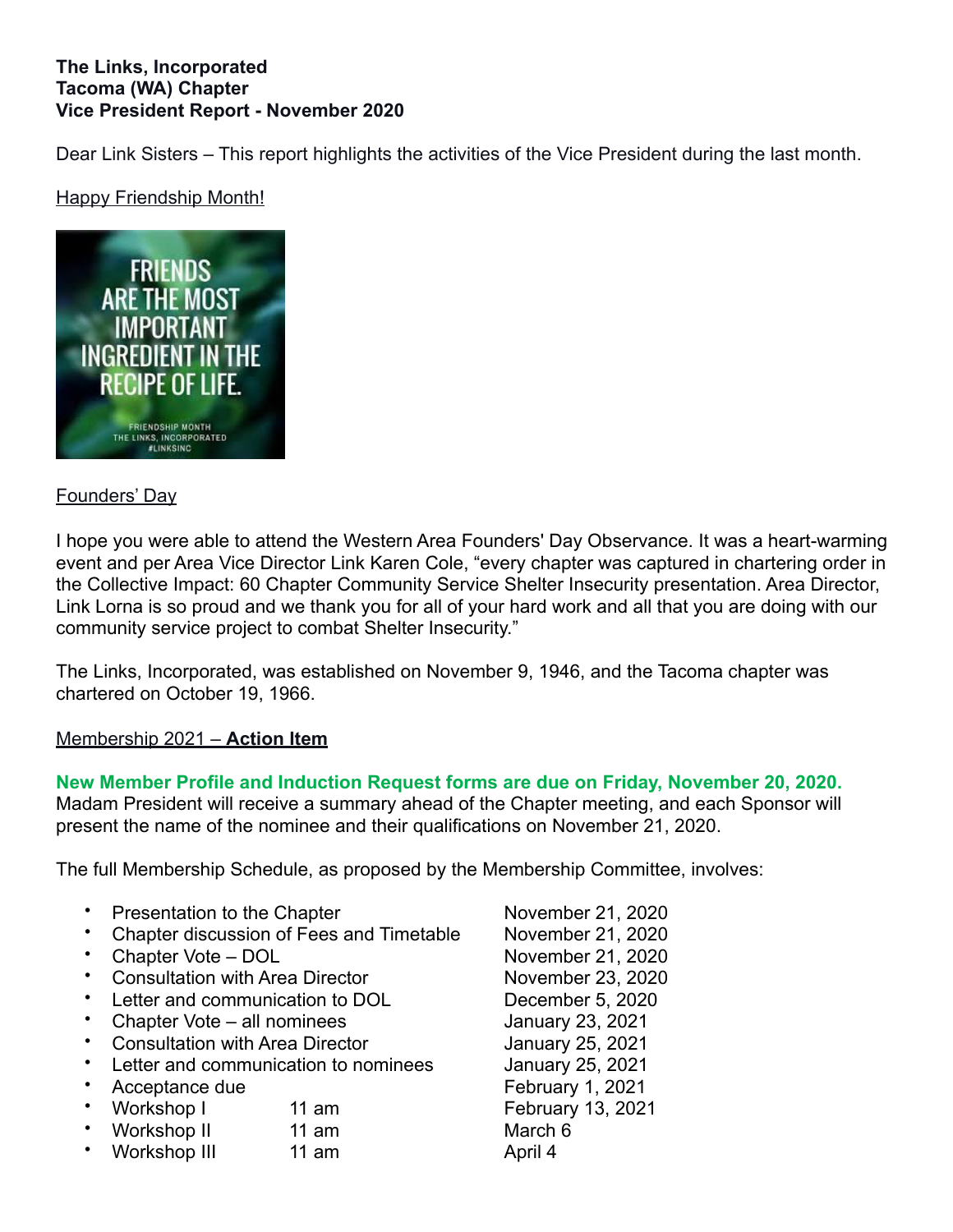**The Links, Incorporated**
**Tacoma (WA) Chapter**
**Vice President Report - November 2020**

Dear Link Sisters – This report highlights the activities of the Vice President during the last month.

Happy Friendship Month!

FRIENDS ARE THE MOST IMPORTANT INGREDIENT IN THE RECIPE OF LIFE.

FRIENDSHIP MONTH
THE LINKS, INCORPORATED
#LINKSINC

Founders' Day

I hope you were able to attend the Western Area Founders' Day Observance. It was a heart-warming event and per Area Vice Director Link Karen Cole, "every chapter was captured in chartering order in the Collective Impact: 60 Chapter Community Service Shelter Insecurity presentation. Area Director, Link Lorna is so proud and we thank you for all of your hard work and all that you are doing with our community service project to combat Shelter Insecurity."

The Links, Incorporated, was established on November 9, 1946, and the Tacoma chapter was chartered on October 19, 1966.

Membership 2021 – **Action Item**

**New Member Profile and Induction Request forms are due on Friday, November 20, 2020.** Madam President will receive a summary ahead of the Chapter meeting, and each Sponsor will present the name of the nominee and their qualifications on November 21, 2020.

The full Membership Schedule, as proposed by the Membership Committee, involves:

- Presentation to the Chapter — November 21, 2020
- Chapter discussion of Fees and Timetable — November 21, 2020
- Chapter Vote – DOL — November 21, 2020
- Consultation with Area Director — November 23, 2020
- Letter and communication to DOL — December 5, 2020
- Chapter Vote – all nominees — January 23, 2021
- Consultation with Area Director — January 25, 2021
- Letter and communication to nominees — January 25, 2021
- Acceptance due — February 1, 2021
- Workshop I — 11 am — February 13, 2021
- Workshop II — 11 am — March 6
- Workshop III — 11 am — April 4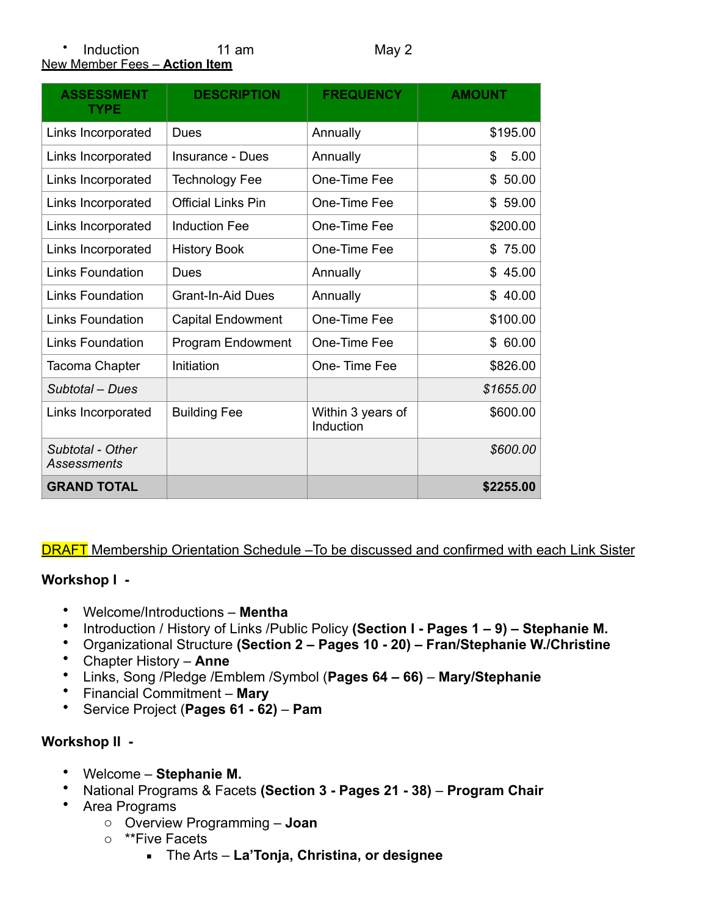- Induction 11 am May 2

New Member Fees – **Action Item**

| ASSESSMENT TYPE | DESCRIPTION | FREQUENCY | AMOUNT |
|---|---|---|---|
| Links Incorporated | Dues | Annually | $195.00 |
| Links Incorporated | Insurance - Dues | Annually | $ 5.00 |
| Links Incorporated | Technology Fee | One-Time Fee | $ 50.00 |
| Links Incorporated | Official Links Pin | One-Time Fee | $ 59.00 |
| Links Incorporated | Induction Fee | One-Time Fee | $200.00 |
| Links Incorporated | History Book | One-Time Fee | $ 75.00 |
| Links Foundation | Dues | Annually | $ 45.00 |
| Links Foundation | Grant-In-Aid Dues | Annually | $ 40.00 |
| Links Foundation | Capital Endowment | One-Time Fee | $100.00 |
| Links Foundation | Program Endowment | One-Time Fee | $ 60.00 |
| Tacoma Chapter | Initiation | One- Time Fee | $826.00 |
| *Subtotal – Dues* | | | *$1655.00* |
| Links Incorporated | Building Fee | Within 3 years of Induction | $600.00 |
| *Subtotal - Other Assessments* | | | *$600.00* |
| **GRAND TOTAL** | | | **$2255.00** |

DRAFT Membership Orientation Schedule –To be discussed and confirmed with each Link Sister

**Workshop I -**

- Welcome/Introductions – **Mentha**
- Introduction / History of Links /Public Policy **(Section I - Pages 1 – 9) – Stephanie M.**
- Organizational Structure **(Section 2 – Pages 10 - 20) – Fran/Stephanie W./Christine**
- Chapter History – **Anne**
- Links, Song /Pledge /Emblem /Symbol (**Pages 64 – 66)** – **Mary/Stephanie**
- Financial Commitment – **Mary**
- Service Project (**Pages 61 - 62)** – **Pam**

**Workshop II -**

- Welcome – **Stephanie M.**
- National Programs & Facets **(Section 3 - Pages 21 - 38)** – **Program Chair**
- Area Programs
  - Overview Programming – **Joan**
  - **Five Facets
    - The Arts – **La'Tonja, Christina, or designee**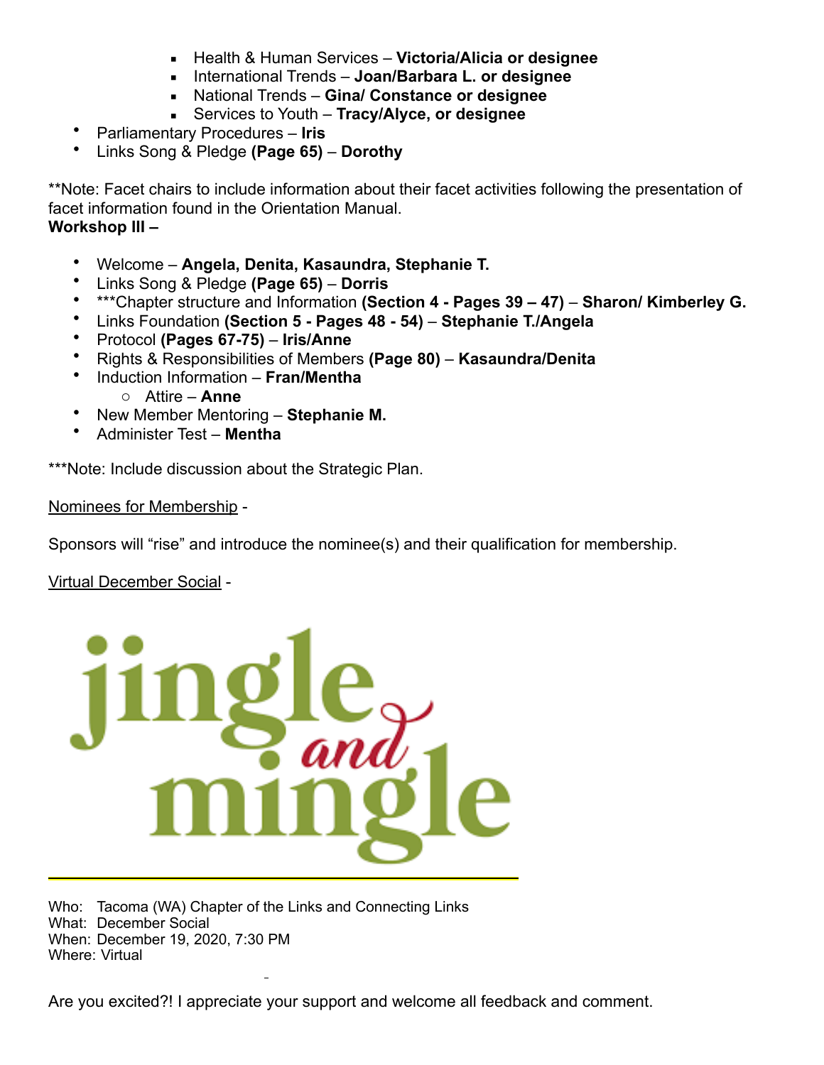- Health & Human Services – **Victoria/Alicia or designee**
    - International Trends – **Joan/Barbara L. or designee**
    - National Trends – **Gina/ Constance or designee**
    - Services to Youth – **Tracy/Alyce, or designee**
- Parliamentary Procedures – **Iris**
- Links Song & Pledge **(Page 65)** – **Dorothy**

**Note: Facet chairs to include information about their facet activities following the presentation of facet information found in the Orientation Manual.

**Workshop III –**

- Welcome – **Angela, Denita, Kasaundra, Stephanie T.**
- Links Song & Pledge **(Page 65)** – **Dorris**
- ***Chapter structure and Information **(Section 4 - Pages 39 – 47)** – **Sharon/ Kimberley G.**
- Links Foundation **(Section 5 - Pages 48 - 54)** – **Stephanie T./Angela**
- Protocol **(Pages 67-75)** – **Iris/Anne**
- Rights & Responsibilities of Members **(Page 80)** – **Kasaundra/Denita**
- Induction Information – **Fran/Mentha**
    - Attire – **Anne**
- New Member Mentoring – **Stephanie M.**
- Administer Test – **Mentha**

***Note: Include discussion about the Strategic Plan.

<u>Nominees for Membership</u> -

Sponsors will "rise" and introduce the nominee(s) and their qualification for membership.

<u>Virtual December Social</u> -

jingle and mingle

Who: Tacoma (WA) Chapter of the Links and Connecting Links
What: December Social
When: December 19, 2020, 7:30 PM
Where: Virtual

Are you excited?! I appreciate your support and welcome all feedback and comment.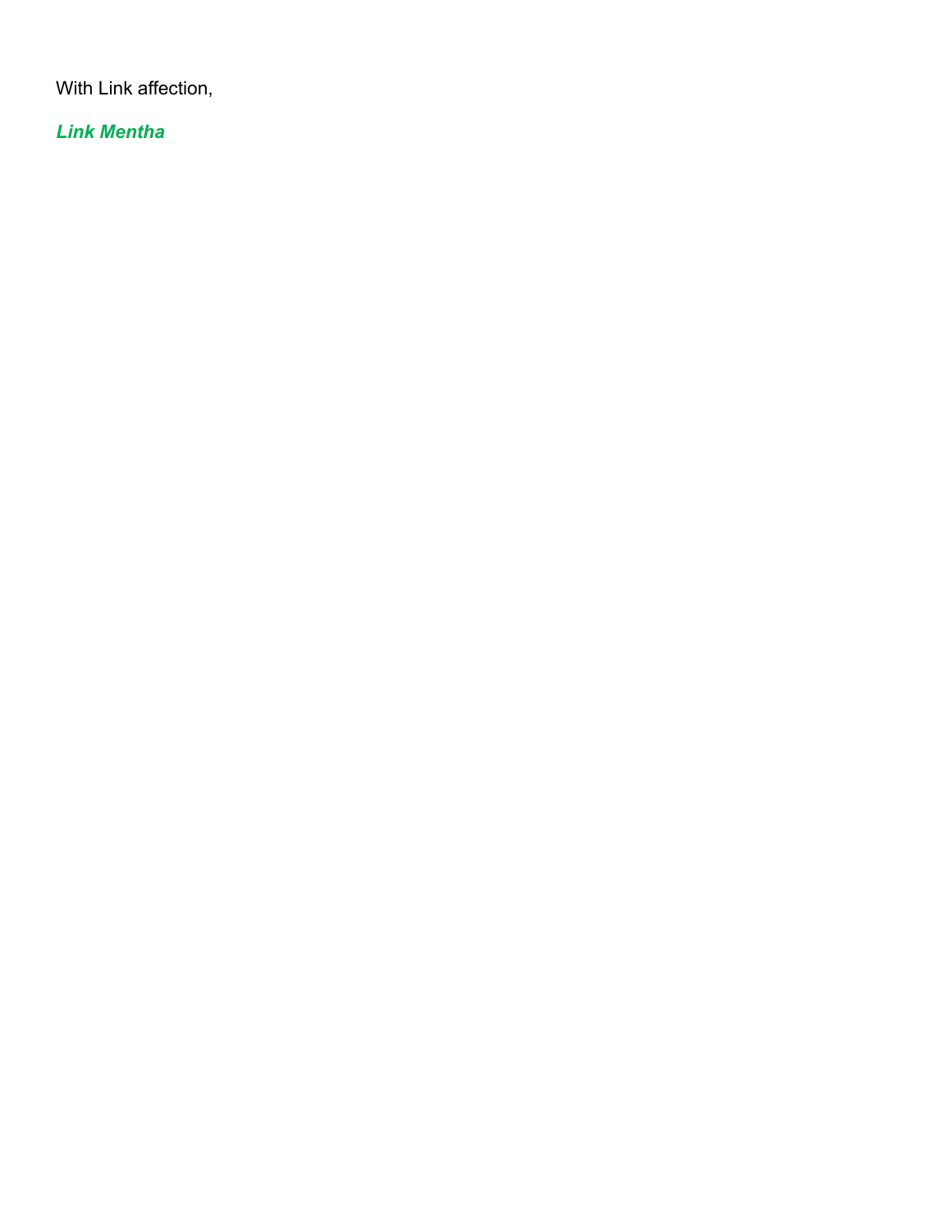With Link affection,

***Link Mentha***